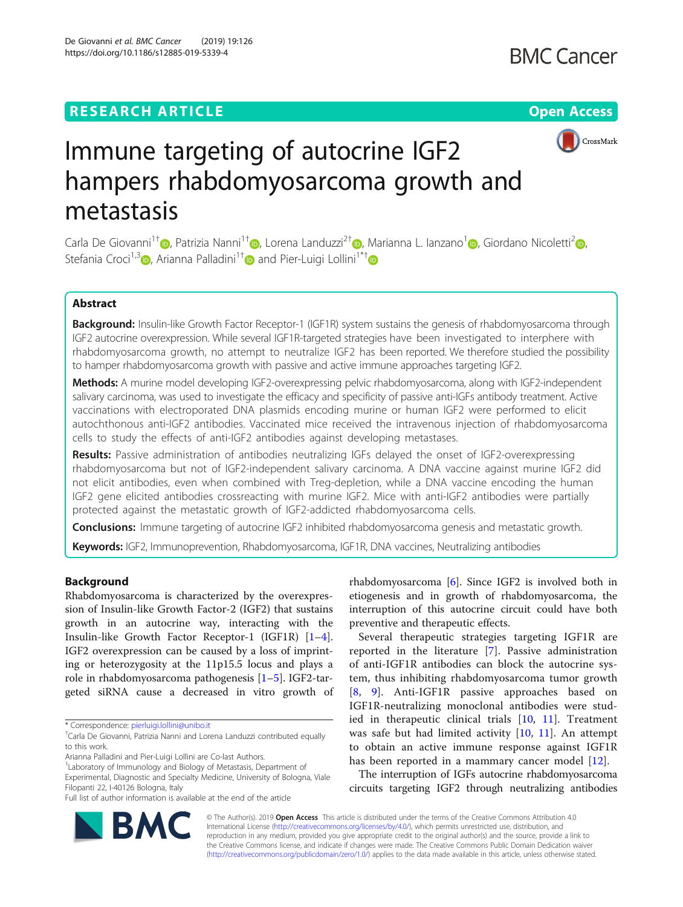RESEARCH ARTICLE

Open Access

# Immune targeting of autocrine IGF2 hampers rhabdomyosarcoma growth and metastasis

Carla De Giovanni[1†], Patrizia Nanni[1†], Lorena Landuzzi[2†], Marianna L. Ianzano[1], Giordano Nicoletti[2], Stefania Croci[1,3], Arianna Palladini[1†] and Pier-Luigi Lollini[1*†]

## Abstract

**Background:** Insulin-like Growth Factor Receptor-1 (IGF1R) system sustains the genesis of rhabdomyosarcoma through IGF2 autocrine overexpression. While several IGF1R-targeted strategies have been investigated to interphere with rhabdomyosarcoma growth, no attempt to neutralize IGF2 has been reported. We therefore studied the possibility to hamper rhabdomyosarcoma growth with passive and active immune approaches targeting IGF2.

**Methods:** A murine model developing IGF2-overexpressing pelvic rhabdomyosarcoma, along with IGF2-independent salivary carcinoma, was used to investigate the efficacy and specificity of passive anti-IGFs antibody treatment. Active vaccinations with electroporated DNA plasmids encoding murine or human IGF2 were performed to elicit autochthonous anti-IGF2 antibodies. Vaccinated mice received the intravenous injection of rhabdomyosarcoma cells to study the effects of anti-IGF2 antibodies against developing metastases.

**Results:** Passive administration of antibodies neutralizing IGFs delayed the onset of IGF2-overexpressing rhabdomyosarcoma but not of IGF2-independent salivary carcinoma. A DNA vaccine against murine IGF2 did not elicit antibodies, even when combined with Treg-depletion, while a DNA vaccine encoding the human IGF2 gene elicited antibodies crossreacting with murine IGF2. Mice with anti-IGF2 antibodies were partially protected against the metastatic growth of IGF2-addicted rhabdomyosarcoma cells.

**Conclusions:** Immune targeting of autocrine IGF2 inhibited rhabdomyosarcoma genesis and metastatic growth.

**Keywords:** IGF2, Immunoprevention, Rhabdomyosarcoma, IGF1R, DNA vaccines, Neutralizing antibodies

## Background

Rhabdomyosarcoma is characterized by the overexpression of Insulin-like Growth Factor-2 (IGF2) that sustains growth in an autocrine way, interacting with the Insulin-like Growth Factor Receptor-1 (IGF1R) [1–4]. IGF2 overexpression can be caused by a loss of imprinting or heterozygosity at the 11p15.5 locus and plays a role in rhabdomyosarcoma pathogenesis [1–5]. IGF2-targeted siRNA cause a decreased in vitro growth of rhabdomyosarcoma [6]. Since IGF2 is involved both in etiogenesis and in growth of rhabdomyosarcoma, the interruption of this autocrine circuit could have both preventive and therapeutic effects.

Several therapeutic strategies targeting IGF1R are reported in the literature [7]. Passive administration of anti-IGF1R antibodies can block the autocrine system, thus inhibiting rhabdomyosarcoma tumor growth [8, 9]. Anti-IGF1R passive approaches based on IGF1R-neutralizing monoclonal antibodies were studied in therapeutic clinical trials [10, 11]. Treatment was safe but had limited activity [10, 11]. An attempt to obtain an active immune response against IGF1R has been reported in a mammary cancer model [12].

The interruption of IGFs autocrine rhabdomyosarcoma circuits targeting IGF2 through neutralizing antibodies

* Correspondence: pierluigi.lollini@unibo.it
†Carla De Giovanni, Patrizia Nanni and Lorena Landuzzi contributed equally to this work.
Arianna Palladini and Pier-Luigi Lollini are Co-last Authors.
[1]Laboratory of Immunology and Biology of Metastasis, Department of Experimental, Diagnostic and Specialty Medicine, University of Bologna, Viale Filopanti 22, I-40126 Bologna, Italy
Full list of author information is available at the end of the article

© The Author(s). 2019 **Open Access** This article is distributed under the terms of the Creative Commons Attribution 4.0 International License (http://creativecommons.org/licenses/by/4.0/), which permits unrestricted use, distribution, and reproduction in any medium, provided you give appropriate credit to the original author(s) and the source, provide a link to the Creative Commons license, and indicate if changes were made. The Creative Commons Public Domain Dedication waiver (http://creativecommons.org/publicdomain/zero/1.0/) applies to the data made available in this article, unless otherwise stated.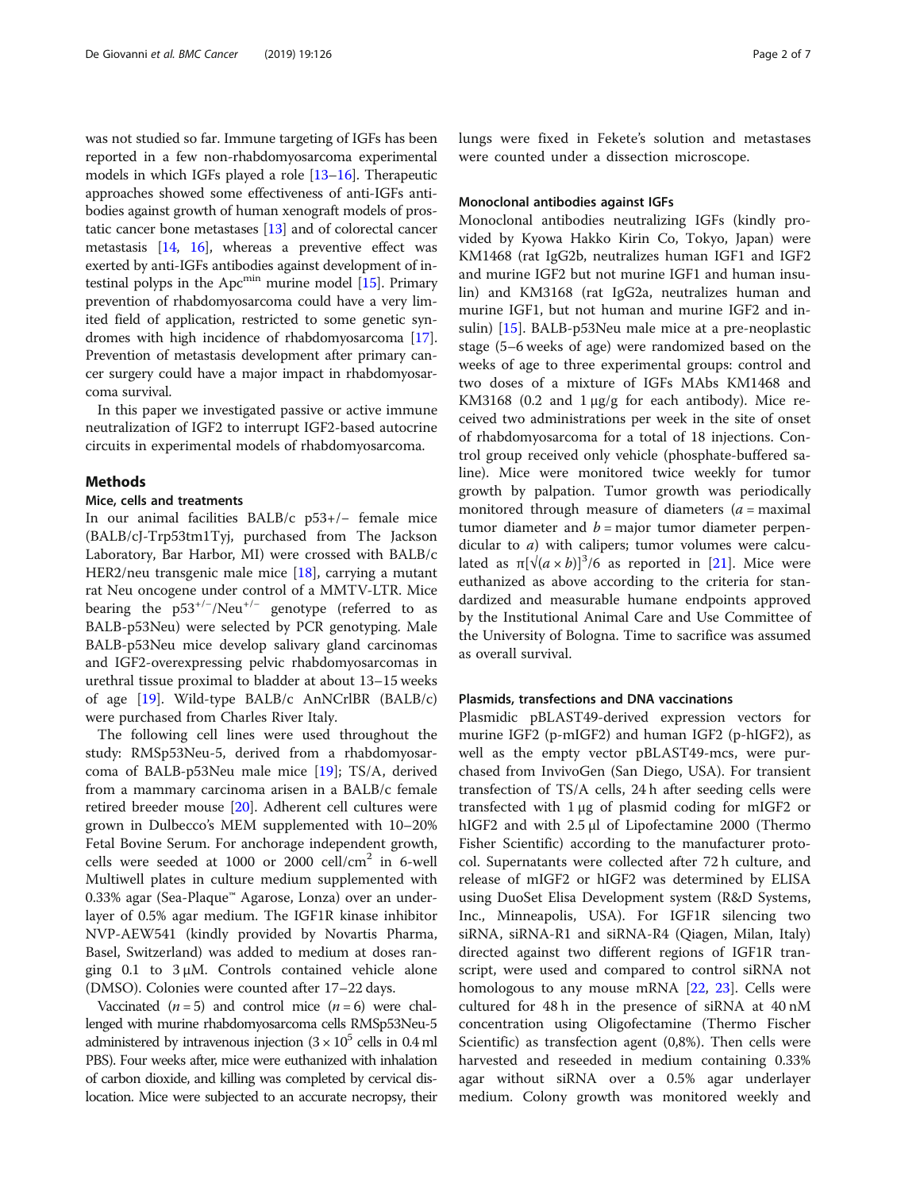was not studied so far. Immune targeting of IGFs has been reported in a few non-rhabdomyosarcoma experimental models in which IGFs played a role [13–16]. Therapeutic approaches showed some effectiveness of anti-IGFs antibodies against growth of human xenograft models of prostatic cancer bone metastases [13] and of colorectal cancer metastasis [14, 16], whereas a preventive effect was exerted by anti-IGFs antibodies against development of intestinal polyps in the Apc$^{min}$ murine model [15]. Primary prevention of rhabdomyosarcoma could have a very limited field of application, restricted to some genetic syndromes with high incidence of rhabdomyosarcoma [17]. Prevention of metastasis development after primary cancer surgery could have a major impact in rhabdomyosarcoma survival.

In this paper we investigated passive or active immune neutralization of IGF2 to interrupt IGF2-based autocrine circuits in experimental models of rhabdomyosarcoma.

## Methods

### Mice, cells and treatments

In our animal facilities BALB/c p53+/− female mice (BALB/cJ-Trp53tm1Tyj, purchased from The Jackson Laboratory, Bar Harbor, MI) were crossed with BALB/c HER2/neu transgenic male mice [18], carrying a mutant rat Neu oncogene under control of a MMTV-LTR. Mice bearing the p53$^{+/-}$/Neu$^{+/-}$ genotype (referred to as BALB-p53Neu) were selected by PCR genotyping. Male BALB-p53Neu mice develop salivary gland carcinomas and IGF2-overexpressing pelvic rhabdomyosarcomas in urethral tissue proximal to bladder at about 13–15 weeks of age [19]. Wild-type BALB/c AnNCrlBR (BALB/c) were purchased from Charles River Italy.

The following cell lines were used throughout the study: RMSp53Neu-5, derived from a rhabdomyosarcoma of BALB-p53Neu male mice [19]; TS/A, derived from a mammary carcinoma arisen in a BALB/c female retired breeder mouse [20]. Adherent cell cultures were grown in Dulbecco's MEM supplemented with 10–20% Fetal Bovine Serum. For anchorage independent growth, cells were seeded at 1000 or 2000 cell/cm$^2$ in 6-well Multiwell plates in culture medium supplemented with 0.33% agar (Sea-Plaque™ Agarose, Lonza) over an underlayer of 0.5% agar medium. The IGF1R kinase inhibitor NVP-AEW541 (kindly provided by Novartis Pharma, Basel, Switzerland) was added to medium at doses ranging 0.1 to 3 μM. Controls contained vehicle alone (DMSO). Colonies were counted after 17–22 days.

Vaccinated ($n = 5$) and control mice ($n = 6$) were challenged with murine rhabdomyosarcoma cells RMSp53Neu-5 administered by intravenous injection ($3 \times 10^5$ cells in 0.4 ml PBS). Four weeks after, mice were euthanized with inhalation of carbon dioxide, and killing was completed by cervical dislocation. Mice were subjected to an accurate necropsy, their lungs were fixed in Fekete's solution and metastases were counted under a dissection microscope.

### Monoclonal antibodies against IGFs

Monoclonal antibodies neutralizing IGFs (kindly provided by Kyowa Hakko Kirin Co, Tokyo, Japan) were KM1468 (rat IgG2b, neutralizes human IGF1 and IGF2 and murine IGF2 but not murine IGF1 and human insulin) and KM3168 (rat IgG2a, neutralizes human and murine IGF1, but not human and murine IGF2 and insulin) [15]. BALB-p53Neu male mice at a pre-neoplastic stage (5–6 weeks of age) were randomized based on the weeks of age to three experimental groups: control and two doses of a mixture of IGFs MAbs KM1468 and KM3168 (0.2 and 1 μg/g for each antibody). Mice received two administrations per week in the site of onset of rhabdomyosarcoma for a total of 18 injections. Control group received only vehicle (phosphate-buffered saline). Mice were monitored twice weekly for tumor growth by palpation. Tumor growth was periodically monitored through measure of diameters ($a$ = maximal tumor diameter and $b$ = major tumor diameter perpendicular to $a$) with calipers; tumor volumes were calculated as $\pi[\sqrt{(a \times b)}]^3/6$ as reported in [21]. Mice were euthanized as above according to the criteria for standardized and measurable humane endpoints approved by the Institutional Animal Care and Use Committee of the University of Bologna. Time to sacrifice was assumed as overall survival.

### Plasmids, transfections and DNA vaccinations

Plasmidic pBLAST49-derived expression vectors for murine IGF2 (p-mIGF2) and human IGF2 (p-hIGF2), as well as the empty vector pBLAST49-mcs, were purchased from InvivoGen (San Diego, USA). For transient transfection of TS/A cells, 24 h after seeding cells were transfected with 1 μg of plasmid coding for mIGF2 or hIGF2 and with 2.5 μl of Lipofectamine 2000 (Thermo Fisher Scientific) according to the manufacturer protocol. Supernatants were collected after 72 h culture, and release of mIGF2 or hIGF2 was determined by ELISA using DuoSet Elisa Development system (R&D Systems, Inc., Minneapolis, USA). For IGF1R silencing two siRNA, siRNA-R1 and siRNA-R4 (Qiagen, Milan, Italy) directed against two different regions of IGF1R transcript, were used and compared to control siRNA not homologous to any mouse mRNA [22, 23]. Cells were cultured for 48 h in the presence of siRNA at 40 nM concentration using Oligofectamine (Thermo Fischer Scientific) as transfection agent (0,8%). Then cells were harvested and reseeded in medium containing 0.33% agar without siRNA over a 0.5% agar underlayer medium. Colony growth was monitored weekly and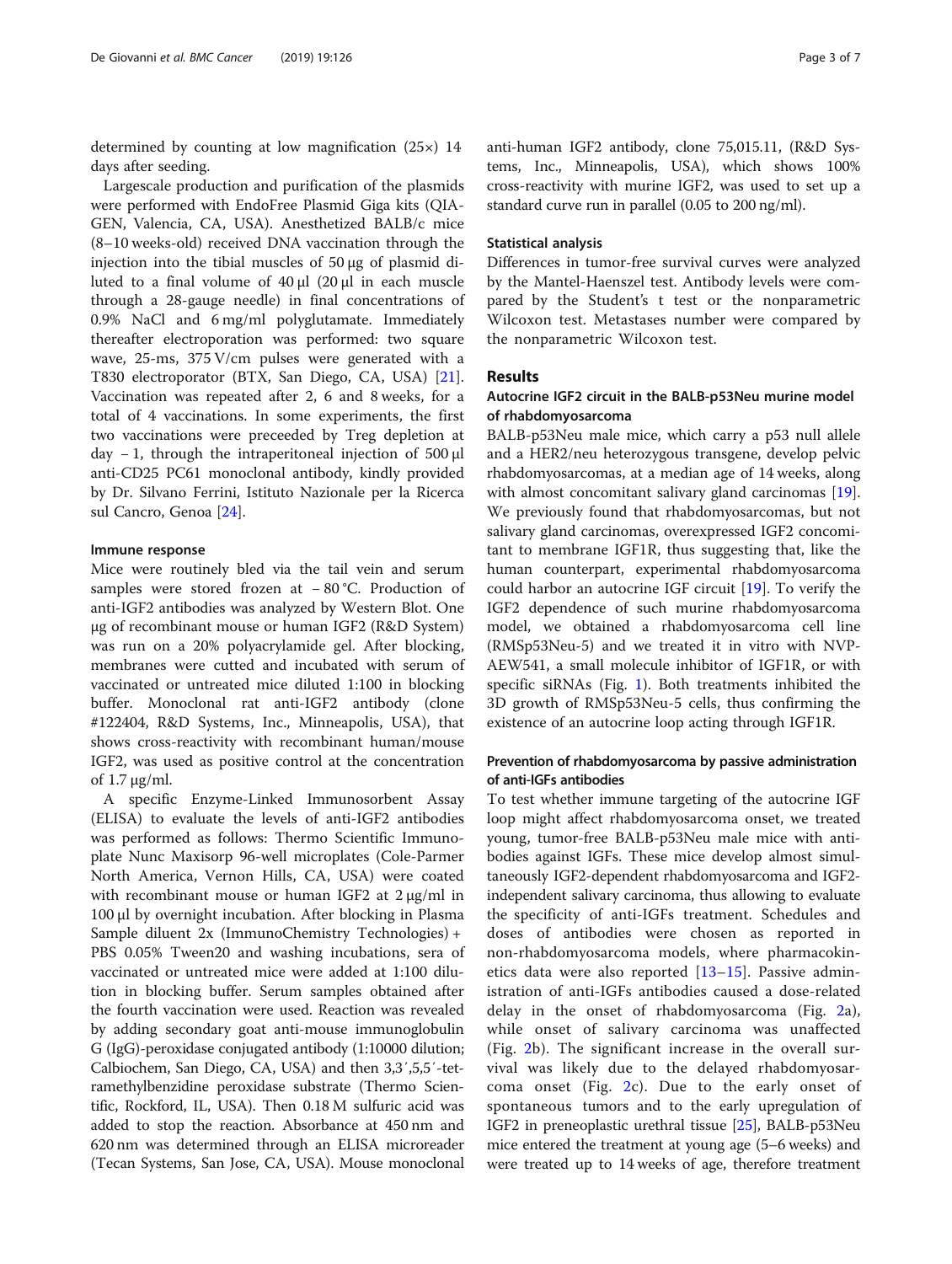determined by counting at low magnification (25×) 14 days after seeding.

Largescale production and purification of the plasmids were performed with EndoFree Plasmid Giga kits (QIAGEN, Valencia, CA, USA). Anesthetized BALB/c mice (8–10 weeks-old) received DNA vaccination through the injection into the tibial muscles of 50 μg of plasmid diluted to a final volume of 40 μl (20 μl in each muscle through a 28-gauge needle) in final concentrations of 0.9% NaCl and 6 mg/ml polyglutamate. Immediately thereafter electroporation was performed: two square wave, 25-ms, 375 V/cm pulses were generated with a T830 electroporator (BTX, San Diego, CA, USA) [21]. Vaccination was repeated after 2, 6 and 8 weeks, for a total of 4 vaccinations. In some experiments, the first two vaccinations were preceeded by Treg depletion at day − 1, through the intraperitoneal injection of 500 μl anti-CD25 PC61 monoclonal antibody, kindly provided by Dr. Silvano Ferrini, Istituto Nazionale per la Ricerca sul Cancro, Genoa [24].

#### Immune response

Mice were routinely bled via the tail vein and serum samples were stored frozen at − 80 °C. Production of anti-IGF2 antibodies was analyzed by Western Blot. One μg of recombinant mouse or human IGF2 (R&D System) was run on a 20% polyacrylamide gel. After blocking, membranes were cutted and incubated with serum of vaccinated or untreated mice diluted 1:100 in blocking buffer. Monoclonal rat anti-IGF2 antibody (clone #122404, R&D Systems, Inc., Minneapolis, USA), that shows cross-reactivity with recombinant human/mouse IGF2, was used as positive control at the concentration of 1.7 μg/ml.

A specific Enzyme-Linked Immunosorbent Assay (ELISA) to evaluate the levels of anti-IGF2 antibodies was performed as follows: Thermo Scientific Immunoplate Nunc Maxisorp 96-well microplates (Cole-Parmer North America, Vernon Hills, CA, USA) were coated with recombinant mouse or human IGF2 at 2 μg/ml in 100 μl by overnight incubation. After blocking in Plasma Sample diluent 2x (ImmunoChemistry Technologies) + PBS 0.05% Tween20 and washing incubations, sera of vaccinated or untreated mice were added at 1:100 dilution in blocking buffer. Serum samples obtained after the fourth vaccination were used. Reaction was revealed by adding secondary goat anti-mouse immunoglobulin G (IgG)-peroxidase conjugated antibody (1:10000 dilution; Calbiochem, San Diego, CA, USA) and then 3,3′,5,5′-tetramethylbenzidine peroxidase substrate (Thermo Scientific, Rockford, IL, USA). Then 0.18 M sulfuric acid was added to stop the reaction. Absorbance at 450 nm and 620 nm was determined through an ELISA microreader (Tecan Systems, San Jose, CA, USA). Mouse monoclonal anti-human IGF2 antibody, clone 75,015.11, (R&D Systems, Inc., Minneapolis, USA), which shows 100% cross-reactivity with murine IGF2, was used to set up a standard curve run in parallel (0.05 to 200 ng/ml).

#### Statistical analysis

Differences in tumor-free survival curves were analyzed by the Mantel-Haenszel test. Antibody levels were compared by the Student's t test or the nonparametric Wilcoxon test. Metastases number were compared by the nonparametric Wilcoxon test.

## Results

### Autocrine IGF2 circuit in the BALB-p53Neu murine model of rhabdomyosarcoma

BALB-p53Neu male mice, which carry a p53 null allele and a HER2/neu heterozygous transgene, develop pelvic rhabdomyosarcomas, at a median age of 14 weeks, along with almost concomitant salivary gland carcinomas [19]. We previously found that rhabdomyosarcomas, but not salivary gland carcinomas, overexpressed IGF2 concomitant to membrane IGF1R, thus suggesting that, like the human counterpart, experimental rhabdomyosarcoma could harbor an autocrine IGF circuit [19]. To verify the IGF2 dependence of such murine rhabdomyosarcoma model, we obtained a rhabdomyosarcoma cell line (RMSp53Neu-5) and we treated it in vitro with NVP-AEW541, a small molecule inhibitor of IGF1R, or with specific siRNAs (Fig. 1). Both treatments inhibited the 3D growth of RMSp53Neu-5 cells, thus confirming the existence of an autocrine loop acting through IGF1R.

### Prevention of rhabdomyosarcoma by passive administration of anti-IGFs antibodies

To test whether immune targeting of the autocrine IGF loop might affect rhabdomyosarcoma onset, we treated young, tumor-free BALB-p53Neu male mice with antibodies against IGFs. These mice develop almost simultaneously IGF2-dependent rhabdomyosarcoma and IGF2-independent salivary carcinoma, thus allowing to evaluate the specificity of anti-IGFs treatment. Schedules and doses of antibodies were chosen as reported in non-rhabdomyosarcoma models, where pharmacokinetics data were also reported [13–15]. Passive administration of anti-IGFs antibodies caused a dose-related delay in the onset of rhabdomyosarcoma (Fig. 2a), while onset of salivary carcinoma was unaffected (Fig. 2b). The significant increase in the overall survival was likely due to the delayed rhabdomyosarcoma onset (Fig. 2c). Due to the early onset of spontaneous tumors and to the early upregulation of IGF2 in preneoplastic urethral tissue [25], BALB-p53Neu mice entered the treatment at young age (5–6 weeks) and were treated up to 14 weeks of age, therefore treatment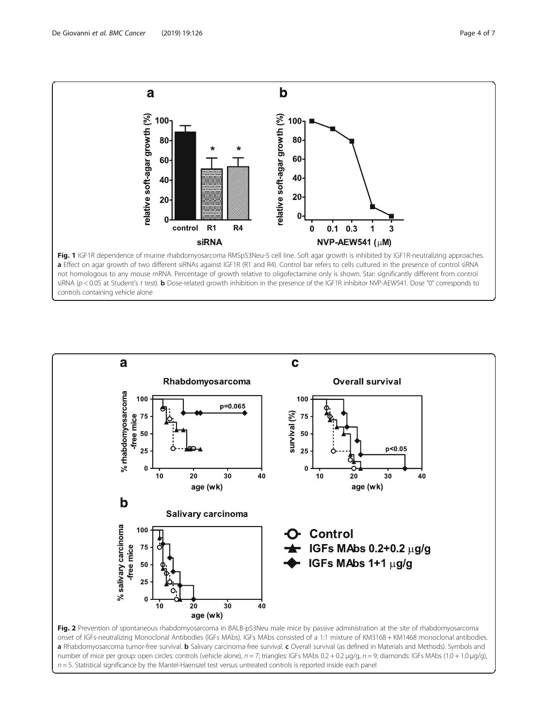**Fig. 1** IGF1R dependence of murine rhabdomyosarcoma RMSp53Neu-5 cell line. Soft agar growth is inhibited by IGF1R-neutralizing approaches. **a** Effect on agar growth of two different siRNAs against IGF1R (R1 and R4). Control bar refers to cells cultured in the presence of control siRNA not homologous to any mouse mRNA. Percentage of growth relative to oligofectamine only is shown. Star: significantly different from control siRNA ($p < 0.05$ at Student's *t* test). **b** Dose-related growth inhibition in the presence of the IGF1R inhibitor NVP-AEW541. Dose "0" corresponds to controls containing vehicle alone

**Fig. 2** Prevention of spontaneous rhabdomyosarcoma in BALB-p53Neu male mice by passive administration at the site of rhabdomyosarcoma onset of IGFs-neutralizing Monoclonal Antibodies (IGFs MAbs). IGFs MAbs consisted of a 1:1 mixture of KM3168 + KM1468 monoclonal antibodies. **a** Rhabdomyosarcoma tumor-free survival. **b** Salivary carcinoma-free survival. **c** Overall survival (as defined in Materials and Methods). Symbols and number of mice per group: open circles: controls (vehicle alone), $n = 7$; triangles: IGFs MAbs 0.2 + 0.2 μg/g, $n = 9$; diamonds: IGFs MAbs (1.0 + 1.0 μg/g), $n = 5$. Statistical significance by the Mantel-Haenszel test versus untreated controls is reported inside each panel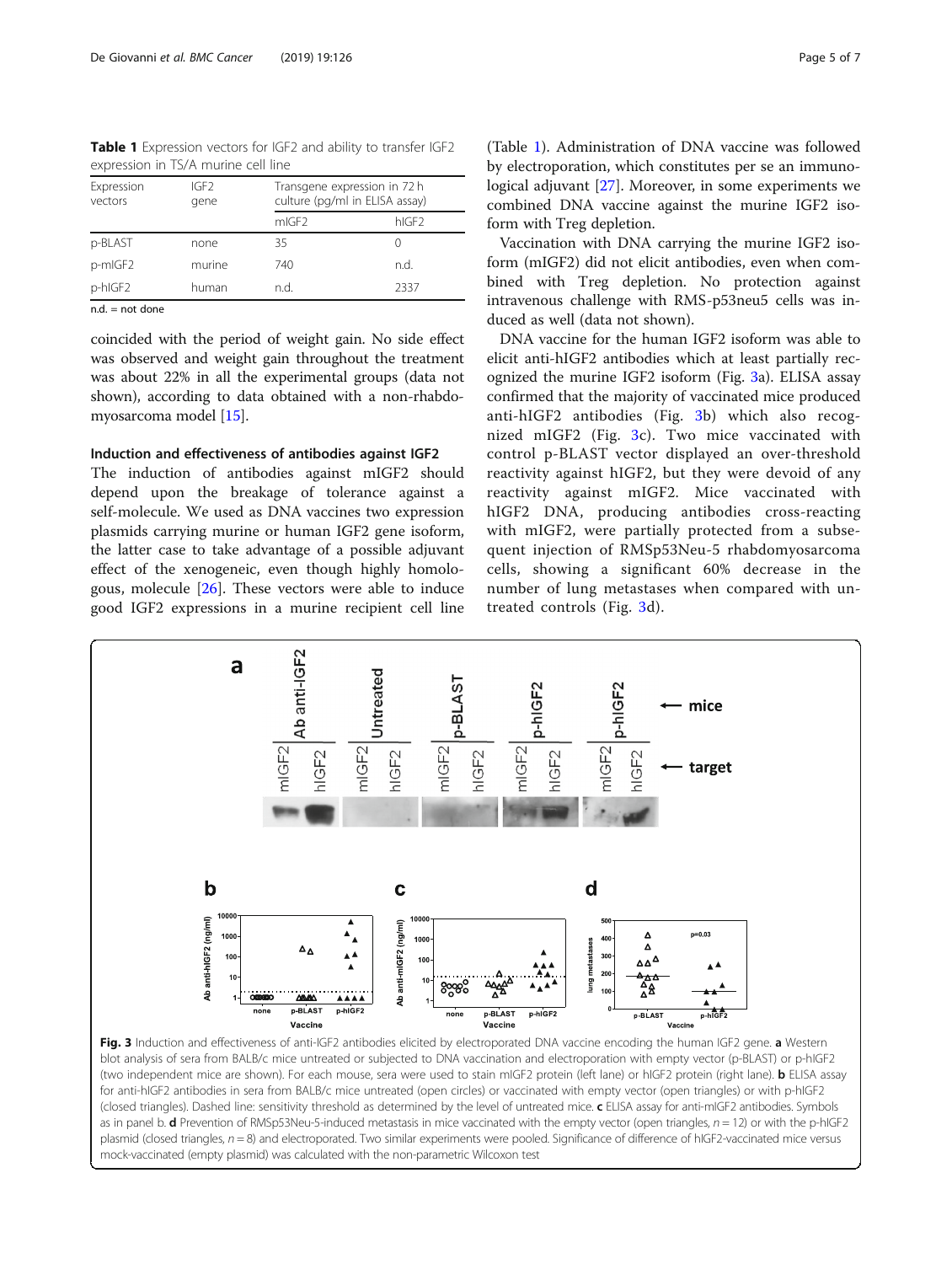**Table 1** Expression vectors for IGF2 and ability to transfer IGF2 expression in TS/A murine cell line

| Expression vectors | IGF2 gene | Transgene expression in 72 h culture (pg/ml in ELISA assay) | |
|---|---|---|---|
| | | mIGF2 | hIGF2 |
| p-BLAST | none | 35 | 0 |
| p-mIGF2 | murine | 740 | n.d. |
| p-hIGF2 | human | n.d. | 2337 |

n.d. = not done

coincided with the period of weight gain. No side effect was observed and weight gain throughout the treatment was about 22% in all the experimental groups (data not shown), according to data obtained with a non-rhabdomyosarcoma model [15].

### Induction and effectiveness of antibodies against IGF2

The induction of antibodies against mIGF2 should depend upon the breakage of tolerance against a self-molecule. We used as DNA vaccines two expression plasmids carrying murine or human IGF2 gene isoform, the latter case to take advantage of a possible adjuvant effect of the xenogeneic, even though highly homologous, molecule [26]. These vectors were able to induce good IGF2 expressions in a murine recipient cell line (Table 1). Administration of DNA vaccine was followed by electroporation, which constitutes per se an immunological adjuvant [27]. Moreover, in some experiments we combined DNA vaccine against the murine IGF2 isoform with Treg depletion.

Vaccination with DNA carrying the murine IGF2 isoform (mIGF2) did not elicit antibodies, even when combined with Treg depletion. No protection against intravenous challenge with RMS-p53neu5 cells was induced as well (data not shown).

DNA vaccine for the human IGF2 isoform was able to elicit anti-hIGF2 antibodies which at least partially recognized the murine IGF2 isoform (Fig. 3a). ELISA assay confirmed that the majority of vaccinated mice produced anti-hIGF2 antibodies (Fig. 3b) which also recognized mIGF2 (Fig. 3c). Two mice vaccinated with control p-BLAST vector displayed an over-threshold reactivity against hIGF2, but they were devoid of any reactivity against mIGF2. Mice vaccinated with hIGF2 DNA, producing antibodies cross-reacting with mIGF2, were partially protected from a subsequent injection of RMSp53Neu-5 rhabdomyosarcoma cells, showing a significant 60% decrease in the number of lung metastases when compared with untreated controls (Fig. 3d).

**Fig. 3** Induction and effectiveness of anti-IGF2 antibodies elicited by electroporated DNA vaccine encoding the human IGF2 gene. **a** Western blot analysis of sera from BALB/c mice untreated or subjected to DNA vaccination and electroporation with empty vector (p-BLAST) or p-hIGF2 (two independent mice are shown). For each mouse, sera were used to stain mIGF2 protein (left lane) or hIGF2 protein (right lane). **b** ELISA assay for anti-hIGF2 antibodies in sera from BALB/c mice untreated (open circles) or vaccinated with empty vector (open triangles) or with p-hIGF2 (closed triangles). Dashed line: sensitivity threshold as determined by the level of untreated mice. **c** ELISA assay for anti-mIGF2 antibodies. Symbols as in panel b. **d** Prevention of RMSp53Neu-5-induced metastasis in mice vaccinated with the empty vector (open triangles, $n = 12$) or with the p-hIGF2 plasmid (closed triangles, $n = 8$) and electroporated. Two similar experiments were pooled. Significance of difference of hIGF2-vaccinated mice versus mock-vaccinated (empty plasmid) was calculated with the non-parametric Wilcoxon test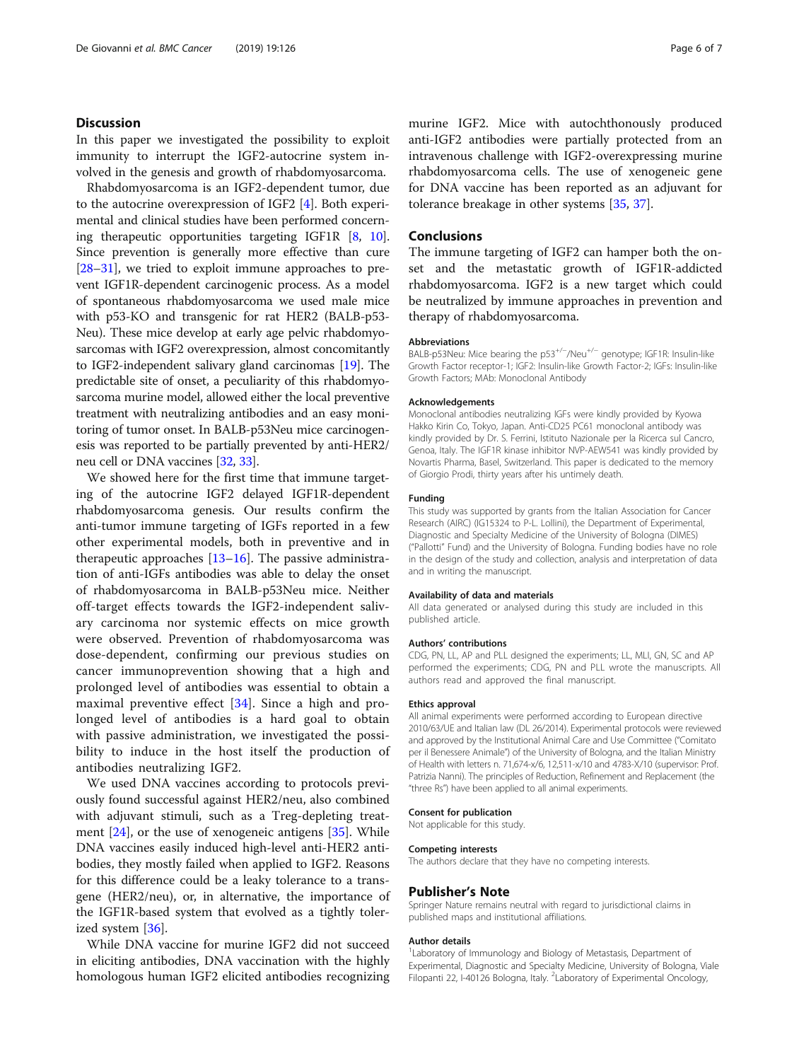## Discussion

In this paper we investigated the possibility to exploit immunity to interrupt the IGF2-autocrine system involved in the genesis and growth of rhabdomyosarcoma.

Rhabdomyosarcoma is an IGF2-dependent tumor, due to the autocrine overexpression of IGF2 [4]. Both experimental and clinical studies have been performed concerning therapeutic opportunities targeting IGF1R [8, 10]. Since prevention is generally more effective than cure [28–31], we tried to exploit immune approaches to prevent IGF1R-dependent carcinogenic process. As a model of spontaneous rhabdomyosarcoma we used male mice with p53-KO and transgenic for rat HER2 (BALB-p53-Neu). These mice develop at early age pelvic rhabdomyosarcomas with IGF2 overexpression, almost concomitantly to IGF2-independent salivary gland carcinomas [19]. The predictable site of onset, a peculiarity of this rhabdomyosarcoma murine model, allowed either the local preventive treatment with neutralizing antibodies and an easy monitoring of tumor onset. In BALB-p53Neu mice carcinogenesis was reported to be partially prevented by anti-HER2/neu cell or DNA vaccines [32, 33].

We showed here for the first time that immune targeting of the autocrine IGF2 delayed IGF1R-dependent rhabdomyosarcoma genesis. Our results confirm the anti-tumor immune targeting of IGFs reported in a few other experimental models, both in preventive and in therapeutic approaches [13–16]. The passive administration of anti-IGFs antibodies was able to delay the onset of rhabdomyosarcoma in BALB-p53Neu mice. Neither off-target effects towards the IGF2-independent salivary carcinoma nor systemic effects on mice growth were observed. Prevention of rhabdomyosarcoma was dose-dependent, confirming our previous studies on cancer immunoprevention showing that a high and prolonged level of antibodies was essential to obtain a maximal preventive effect [34]. Since a high and prolonged level of antibodies is a hard goal to obtain with passive administration, we investigated the possibility to induce in the host itself the production of antibodies neutralizing IGF2.

We used DNA vaccines according to protocols previously found successful against HER2/neu, also combined with adjuvant stimuli, such as a Treg-depleting treatment [24], or the use of xenogeneic antigens [35]. While DNA vaccines easily induced high-level anti-HER2 antibodies, they mostly failed when applied to IGF2. Reasons for this difference could be a leaky tolerance to a transgene (HER2/neu), or, in alternative, the importance of the IGF1R-based system that evolved as a tightly tolerized system [36].

While DNA vaccine for murine IGF2 did not succeed in eliciting antibodies, DNA vaccination with the highly homologous human IGF2 elicited antibodies recognizing murine IGF2. Mice with autochthonously produced anti-IGF2 antibodies were partially protected from an intravenous challenge with IGF2-overexpressing murine rhabdomyosarcoma cells. The use of xenogeneic gene for DNA vaccine has been reported as an adjuvant for tolerance breakage in other systems [35, 37].

## Conclusions

The immune targeting of IGF2 can hamper both the onset and the metastatic growth of IGF1R-addicted rhabdomyosarcoma. IGF2 is a new target which could be neutralized by immune approaches in prevention and therapy of rhabdomyosarcoma.

### Abbreviations

BALB-p53Neu: Mice bearing the $p53^{+/-}$/$Neu^{+/-}$ genotype; IGF1R: Insulin-like Growth Factor receptor-1; IGF2: Insulin-like Growth Factor-2; IGFs: Insulin-like Growth Factors; MAb: Monoclonal Antibody

### Acknowledgements

Monoclonal antibodies neutralizing IGFs were kindly provided by Kyowa Hakko Kirin Co, Tokyo, Japan. Anti-CD25 PC61 monoclonal antibody was kindly provided by Dr. S. Ferrini, Istituto Nazionale per la Ricerca sul Cancro, Genoa, Italy. The IGF1R kinase inhibitor NVP-AEW541 was kindly provided by Novartis Pharma, Basel, Switzerland. This paper is dedicated to the memory of Giorgio Prodi, thirty years after his untimely death.

### Funding

This study was supported by grants from the Italian Association for Cancer Research (AIRC) (IG15324 to P-L. Lollini), the Department of Experimental, Diagnostic and Specialty Medicine of the University of Bologna (DIMES) ("Pallotti" Fund) and the University of Bologna. Funding bodies have no role in the design of the study and collection, analysis and interpretation of data and in writing the manuscript.

### Availability of data and materials

All data generated or analysed during this study are included in this published article.

### Authors' contributions

CDG, PN, LL, AP and PLL designed the experiments; LL, MLI, GN, SC and AP performed the experiments; CDG, PN and PLL wrote the manuscripts. All authors read and approved the final manuscript.

### Ethics approval

All animal experiments were performed according to European directive 2010/63/UE and Italian law (DL 26/2014). Experimental protocols were reviewed and approved by the Institutional Animal Care and Use Committee ("Comitato per il Benessere Animale") of the University of Bologna, and the Italian Ministry of Health with letters n. 71,674-x/6, 12,511-x/10 and 4783-X/10 (supervisor: Prof. Patrizia Nanni). The principles of Reduction, Refinement and Replacement (the "three Rs") have been applied to all animal experiments.

### Consent for publication

Not applicable for this study.

### Competing interests

The authors declare that they have no competing interests.

## Publisher's Note

Springer Nature remains neutral with regard to jurisdictional claims in published maps and institutional affiliations.

### Author details

[1]Laboratory of Immunology and Biology of Metastasis, Department of Experimental, Diagnostic and Specialty Medicine, University of Bologna, Viale Filopanti 22, I-40126 Bologna, Italy. [2]Laboratory of Experimental Oncology,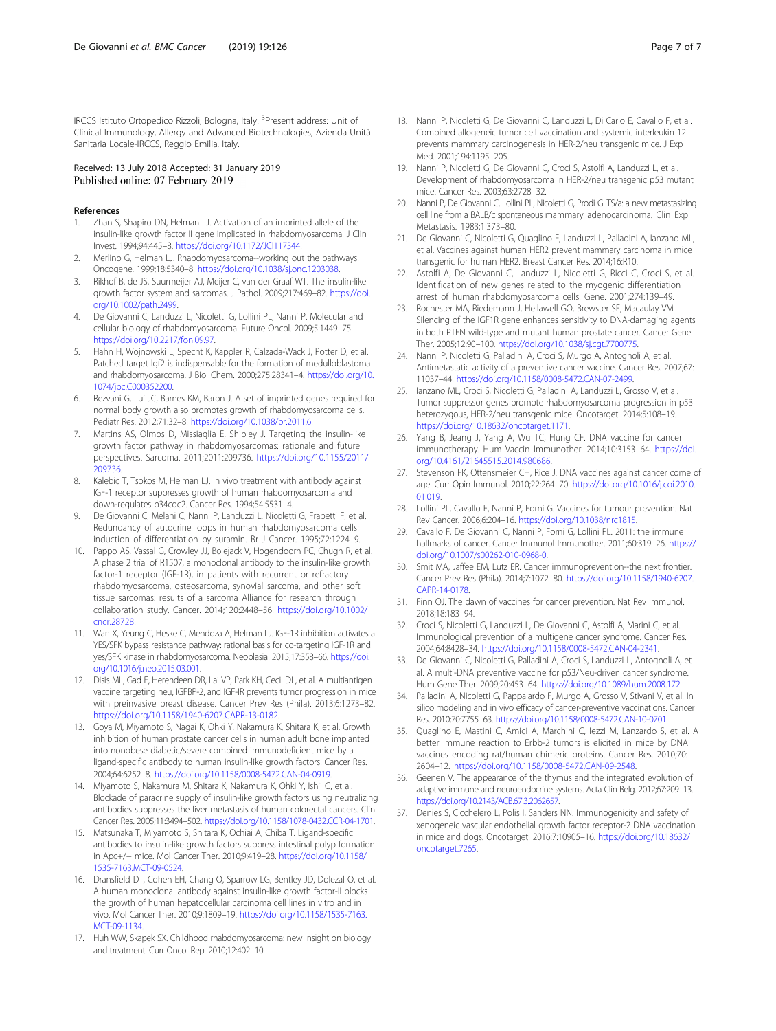IRCCS Istituto Ortopedico Rizzoli, Bologna, Italy. [3]Present address: Unit of Clinical Immunology, Allergy and Advanced Biotechnologies, Azienda Unità Sanitaria Locale-IRCCS, Reggio Emilia, Italy.

Received: 13 July 2018 Accepted: 31 January 2019
Published online: 07 February 2019

## References

1. Zhan S, Shapiro DN, Helman LJ. Activation of an imprinted allele of the insulin-like growth factor II gene implicated in rhabdomyosarcoma. J Clin Invest. 1994;94:445–8. https://doi.org/10.1172/JCI117344.
2. Merlino G, Helman LJ. Rhabdomyosarcoma--working out the pathways. Oncogene. 1999;18:5340–8. https://doi.org/10.1038/sj.onc.1203038.
3. Rikhof B, de JS, Suurmeijer AJ, Meijer C, van der Graaf WT. The insulin-like growth factor system and sarcomas. J Pathol. 2009;217:469–82. https://doi.org/10.1002/path.2499.
4. De Giovanni C, Landuzzi L, Nicoletti G, Lollini PL, Nanni P. Molecular and cellular biology of rhabdomyosarcoma. Future Oncol. 2009;5:1449–75. https://doi.org/10.2217/fon.09.97.
5. Hahn H, Wojnowski L, Specht K, Kappler R, Calzada-Wack J, Potter D, et al. Patched target Igf2 is indispensable for the formation of medulloblastoma and rhabdomyosarcoma. J Biol Chem. 2000;275:28341–4. https://doi.org/10.1074/jbc.C000352200.
6. Rezvani G, Lui JC, Barnes KM, Baron J. A set of imprinted genes required for normal body growth also promotes growth of rhabdomyosarcoma cells. Pediatr Res. 2012;71:32–8. https://doi.org/10.1038/pr.2011.6.
7. Martins AS, Olmos D, Missiaglia E, Shipley J. Targeting the insulin-like growth factor pathway in rhabdomyosarcomas: rationale and future perspectives. Sarcoma. 2011;2011:209736. https://doi.org/10.1155/2011/209736.
8. Kalebic T, Tsokos M, Helman LJ. In vivo treatment with antibody against IGF-1 receptor suppresses growth of human rhabdomyosarcoma and down-regulates p34cdc2. Cancer Res. 1994;54:5531–4.
9. De Giovanni C, Melani C, Nanni P, Landuzzi L, Nicoletti G, Frabetti F, et al. Redundancy of autocrine loops in human rhabdomyosarcoma cells: induction of differentiation by suramin. Br J Cancer. 1995;72:1224–9.
10. Pappo AS, Vassal G, Crowley JJ, Bolejack V, Hogendoorn PC, Chugh R, et al. A phase 2 trial of R1507, a monoclonal antibody to the insulin-like growth factor-1 receptor (IGF-1R), in patients with recurrent or refractory rhabdomyosarcoma, osteosarcoma, synovial sarcoma, and other soft tissue sarcomas: results of a sarcoma Alliance for research through collaboration study. Cancer. 2014;120:2448–56. https://doi.org/10.1002/cncr.28728.
11. Wan X, Yeung C, Heske C, Mendoza A, Helman LJ. IGF-1R inhibition activates a YES/SFK bypass resistance pathway: rational basis for co-targeting IGF-1R and yes/SFK kinase in rhabdomyosarcoma. Neoplasia. 2015;17:358–66. https://doi.org/10.1016/j.neo.2015.03.001.
12. Disis ML, Gad E, Herendeen DR, Lai VP, Park KH, Cecil DL, et al. A multiantigen vaccine targeting neu, IGFBP-2, and IGF-IR prevents tumor progression in mice with preinvasive breast disease. Cancer Prev Res (Phila). 2013;6:1273–82. https://doi.org/10.1158/1940-6207.CAPR-13-0182.
13. Goya M, Miyamoto S, Nagai K, Ohki Y, Nakamura K, Shitara K, et al. Growth inhibition of human prostate cancer cells in human adult bone implanted into nonobese diabetic/severe combined immunodeficient mice by a ligand-specific antibody to human insulin-like growth factors. Cancer Res. 2004;64:6252–8. https://doi.org/10.1158/0008-5472.CAN-04-0919.
14. Miyamoto S, Nakamura M, Shitara K, Nakamura K, Ohki Y, Ishii G, et al. Blockade of paracrine supply of insulin-like growth factors using neutralizing antibodies suppresses the liver metastasis of human colorectal cancers. Clin Cancer Res. 2005;11:3494–502. https://doi.org/10.1158/1078-0432.CCR-04-1701.
15. Matsunaka T, Miyamoto S, Shitara K, Ochiai A, Chiba T. Ligand-specific antibodies to insulin-like growth factors suppress intestinal polyp formation in Apc+/− mice. Mol Cancer Ther. 2010;9:419–28. https://doi.org/10.1158/1535-7163.MCT-09-0524.
16. Dransfield DT, Cohen EH, Chang Q, Sparrow LG, Bentley JD, Dolezal O, et al. A human monoclonal antibody against insulin-like growth factor-II blocks the growth of human hepatocellular carcinoma cell lines in vitro and in vivo. Mol Cancer Ther. 2010;9:1809–19. https://doi.org/10.1158/1535-7163.MCT-09-1134.
17. Huh WW, Skapek SX. Childhood rhabdomyosarcoma: new insight on biology and treatment. Curr Oncol Rep. 2010;12:402–10.
18. Nanni P, Nicoletti G, De Giovanni C, Landuzzi L, Di Carlo E, Cavallo F, et al. Combined allogeneic tumor cell vaccination and systemic interleukin 12 prevents mammary carcinogenesis in HER-2/neu transgenic mice. J Exp Med. 2001;194:1195–205.
19. Nanni P, Nicoletti G, De Giovanni C, Croci S, Astolfi A, Landuzzi L, et al. Development of rhabdomyosarcoma in HER-2/neu transgenic p53 mutant mice. Cancer Res. 2003;63:2728–32.
20. Nanni P, De Giovanni C, Lollini PL, Nicoletti G, Prodi G. TS/a: a new metastasizing cell line from a BALB/c spontaneous mammary adenocarcinoma. Clin Exp Metastasis. 1983;1:373–80.
21. De Giovanni C, Nicoletti G, Quaglino E, Landuzzi L, Palladini A, Ianzano ML, et al. Vaccines against human HER2 prevent mammary carcinoma in mice transgenic for human HER2. Breast Cancer Res. 2014;16:R10.
22. Astolfi A, De Giovanni C, Landuzzi L, Nicoletti G, Ricci C, Croci S, et al. Identification of new genes related to the myogenic differentiation arrest of human rhabdomyosarcoma cells. Gene. 2001;274:139–49.
23. Rochester MA, Riedemann J, Hellawell GO, Brewster SF, Macaulay VM. Silencing of the IGF1R gene enhances sensitivity to DNA-damaging agents in both PTEN wild-type and mutant human prostate cancer. Cancer Gene Ther. 2005;12:90–100. https://doi.org/10.1038/sj.cgt.7700775.
24. Nanni P, Nicoletti G, Palladini A, Croci S, Murgo A, Antognoli A, et al. Antimetastatic activity of a preventive cancer vaccine. Cancer Res. 2007;67:11037–44. https://doi.org/10.1158/0008-5472.CAN-07-2499.
25. Ianzano ML, Croci S, Nicoletti G, Palladini A, Landuzzi L, Grosso V, et al. Tumor suppressor genes promote rhabdomyosarcoma progression in p53 heterozygous, HER-2/neu transgenic mice. Oncotarget. 2014;5:108–19. https://doi.org/10.18632/oncotarget.1171.
26. Yang B, Jeang J, Yang A, Wu TC, Hung CF. DNA vaccine for cancer immunotherapy. Hum Vaccin Immunother. 2014;10:3153–64. https://doi.org/10.4161/21645515.2014.980686.
27. Stevenson FK, Ottensmeier CH, Rice J. DNA vaccines against cancer come of age. Curr Opin Immunol. 2010;22:264–70. https://doi.org/10.1016/j.coi.2010.01.019.
28. Lollini PL, Cavallo F, Nanni P, Forni G. Vaccines for tumour prevention. Nat Rev Cancer. 2006;6:204–16. https://doi.org/10.1038/nrc1815.
29. Cavallo F, De Giovanni C, Nanni P, Forni G, Lollini PL. 2011: the immune hallmarks of cancer. Cancer Immunol Immunother. 2011;60:319–26. https://doi.org/10.1007/s00262-010-0968-0.
30. Smit MA, Jaffee EM, Lutz ER. Cancer immunoprevention--the next frontier. Cancer Prev Res (Phila). 2014;7:1072–80. https://doi.org/10.1158/1940-6207.CAPR-14-0178.
31. Finn OJ. The dawn of vaccines for cancer prevention. Nat Rev Immunol. 2018;18:183–94.
32. Croci S, Nicoletti G, Landuzzi L, De Giovanni C, Astolfi A, Marini C, et al. Immunological prevention of a multigene cancer syndrome. Cancer Res. 2004;64:8428–34. https://doi.org/10.1158/0008-5472.CAN-04-2341.
33. De Giovanni C, Nicoletti G, Palladini A, Croci S, Landuzzi L, Antognoli A, et al. A multi-DNA preventive vaccine for p53/Neu-driven cancer syndrome. Hum Gene Ther. 2009;20:453–64. https://doi.org/10.1089/hum.2008.172.
34. Palladini A, Nicoletti G, Pappalardo F, Murgo A, Grosso V, Stivani V, et al. In silico modeling and in vivo efficacy of cancer-preventive vaccinations. Cancer Res. 2010;70:7755–63. https://doi.org/10.1158/0008-5472.CAN-10-0701.
35. Quaglino E, Mastini C, Amici A, Marchini C, Iezzi M, Lanzardo S, et al. A better immune reaction to Erbb-2 tumors is elicited in mice by DNA vaccines encoding rat/human chimeric proteins. Cancer Res. 2010;70:2604–12. https://doi.org/10.1158/0008-5472.CAN-09-2548.
36. Geenen V. The appearance of the thymus and the integrated evolution of adaptive immune and neuroendocrine systems. Acta Clin Belg. 2012;67:209–13. https://doi.org/10.2143/ACB.67.3.2062657.
37. Denies S, Cicchelero L, Polis I, Sanders NN. Immunogenicity and safety of xenogeneic vascular endothelial growth factor receptor-2 DNA vaccination in mice and dogs. Oncotarget. 2016;7:10905–16. https://doi.org/10.18632/oncotarget.7265.